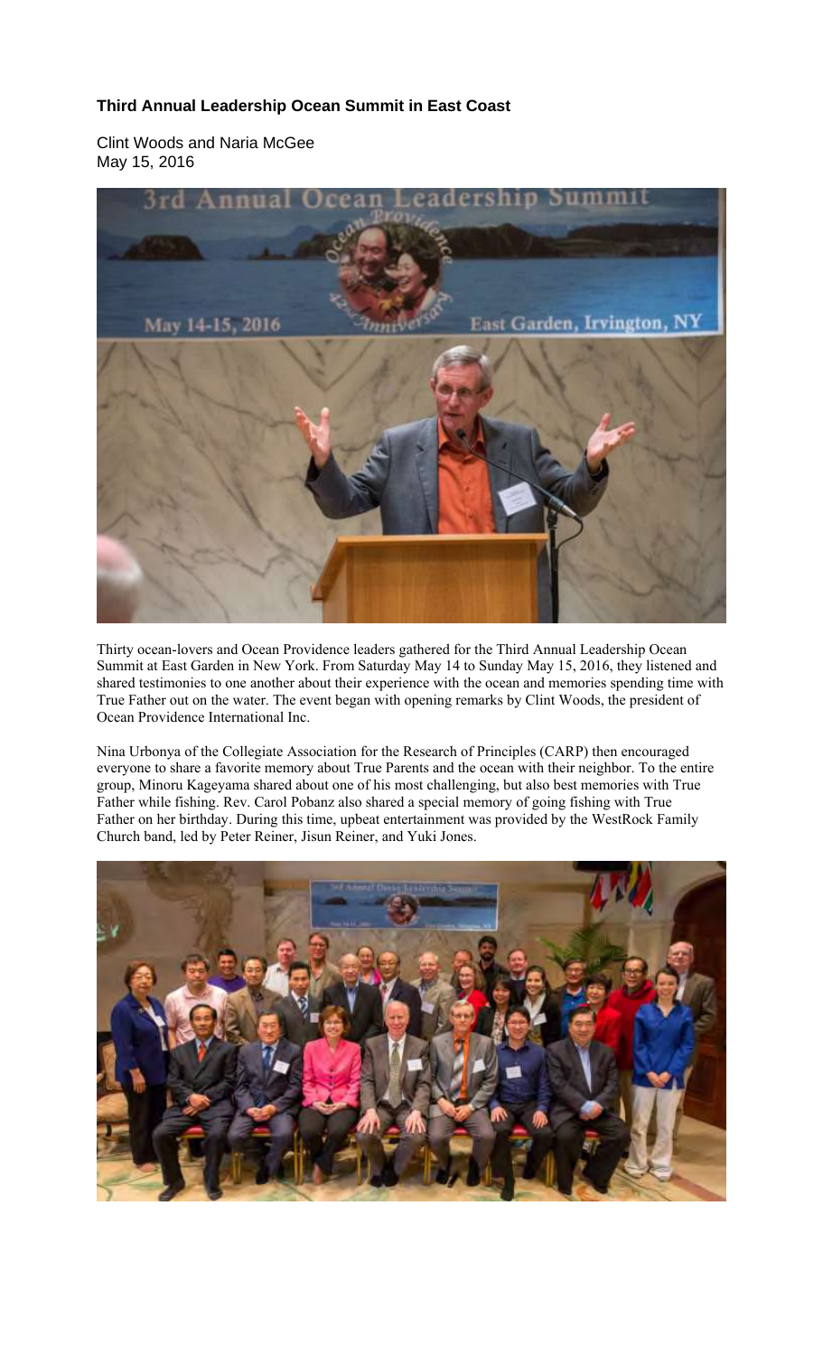**Third Annual Leadership Ocean Summit in East Coast**

Clint Woods and Naria McGee
May 15, 2016

Thirty ocean-lovers and Ocean Providence leaders gathered for the Third Annual Leadership Ocean Summit at East Garden in New York. From Saturday May 14 to Sunday May 15, 2016, they listened and shared testimonies to one another about their experience with the ocean and memories spending time with True Father out on the water. The event began with opening remarks by Clint Woods, the president of Ocean Providence International Inc.

Nina Urbonya of the Collegiate Association for the Research of Principles (CARP) then encouraged everyone to share a favorite memory about True Parents and the ocean with their neighbor. To the entire group, Minoru Kageyama shared about one of his most challenging, but also best memories with True Father while fishing. Rev. Carol Pobanz also shared a special memory of going fishing with True Father on her birthday. During this time, upbeat entertainment was provided by the WestRock Family Church band, led by Peter Reiner, Jisun Reiner, and Yuki Jones.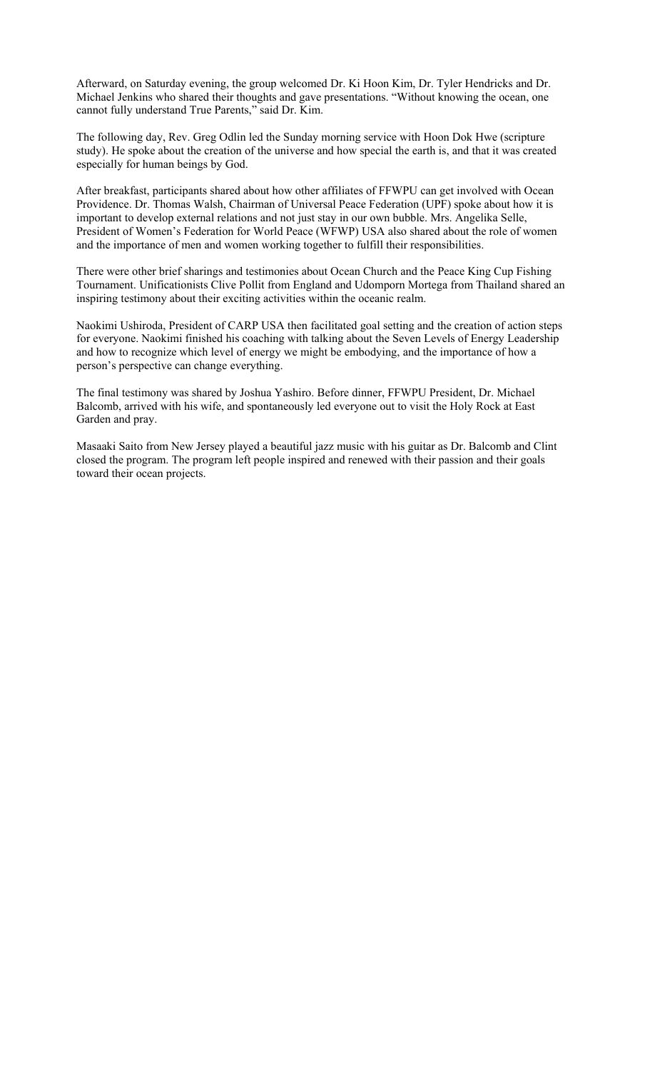Afterward, on Saturday evening, the group welcomed Dr. Ki Hoon Kim, Dr. Tyler Hendricks and Dr. Michael Jenkins who shared their thoughts and gave presentations. "Without knowing the ocean, one cannot fully understand True Parents," said Dr. Kim.

The following day, Rev. Greg Odlin led the Sunday morning service with Hoon Dok Hwe (scripture study). He spoke about the creation of the universe and how special the earth is, and that it was created especially for human beings by God.

After breakfast, participants shared about how other affiliates of FFWPU can get involved with Ocean Providence. Dr. Thomas Walsh, Chairman of Universal Peace Federation (UPF) spoke about how it is important to develop external relations and not just stay in our own bubble. Mrs. Angelika Selle, President of Women's Federation for World Peace (WFWP) USA also shared about the role of women and the importance of men and women working together to fulfill their responsibilities.

There were other brief sharings and testimonies about Ocean Church and the Peace King Cup Fishing Tournament. Unificationists Clive Pollit from England and Udomporn Mortega from Thailand shared an inspiring testimony about their exciting activities within the oceanic realm.

Naokimi Ushiroda, President of CARP USA then facilitated goal setting and the creation of action steps for everyone. Naokimi finished his coaching with talking about the Seven Levels of Energy Leadership and how to recognize which level of energy we might be embodying, and the importance of how a person's perspective can change everything.

The final testimony was shared by Joshua Yashiro. Before dinner, FFWPU President, Dr. Michael Balcomb, arrived with his wife, and spontaneously led everyone out to visit the Holy Rock at East Garden and pray.

Masaaki Saito from New Jersey played a beautiful jazz music with his guitar as Dr. Balcomb and Clint closed the program. The program left people inspired and renewed with their passion and their goals toward their ocean projects.